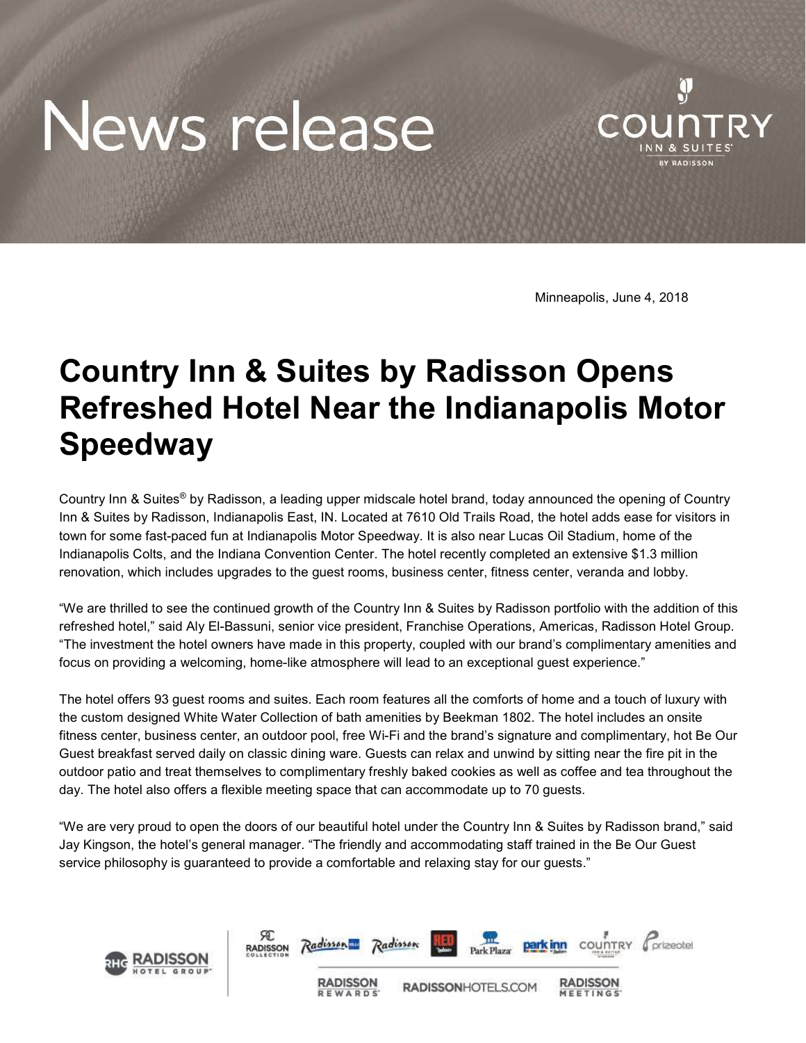# News release

Minneapolis, June 4, 2018

# Country Inn & Suites by Radisson Opens Refreshed Hotel Near the Indianapolis Motor Speedway

Country Inn & Suites® by Radisson, a leading upper midscale hotel brand, today announced the opening of Country Inn & Suites by Radisson, Indianapolis East, IN. Located at 7610 Old Trails Road, the hotel adds ease for visitors in town for some fast-paced fun at Indianapolis Motor Speedway. It is also near Lucas Oil Stadium, home of the Indianapolis Colts, and the Indiana Convention Center. The hotel recently completed an extensive $1.3 million renovation, which includes upgrades to the guest rooms, business center, fitness center, veranda and lobby.

"We are thrilled to see the continued growth of the Country Inn & Suites by Radisson portfolio with the addition of this refreshed hotel," said Aly El-Bassuni, senior vice president, Franchise Operations, Americas, Radisson Hotel Group. "The investment the hotel owners have made in this property, coupled with our brand's complimentary amenities and focus on providing a welcoming, home-like atmosphere will lead to an exceptional guest experience."

The hotel offers 93 guest rooms and suites. Each room features all the comforts of home and a touch of luxury with the custom designed White Water Collection of bath amenities by Beekman 1802. The hotel includes an onsite fitness center, business center, an outdoor pool, free Wi-Fi and the brand's signature and complimentary, hot Be Our Guest breakfast served daily on classic dining ware. Guests can relax and unwind by sitting near the fire pit in the outdoor patio and treat themselves to complimentary freshly baked cookies as well as coffee and tea throughout the day. The hotel also offers a flexible meeting space that can accommodate up to 70 guests.

"We are very proud to open the doors of our beautiful hotel under the Country Inn & Suites by Radisson brand," said Jay Kingson, the hotel's general manager. "The friendly and accommodating staff trained in the Be Our Guest service philosophy is guaranteed to provide a comfortable and relaxing stay for our guests."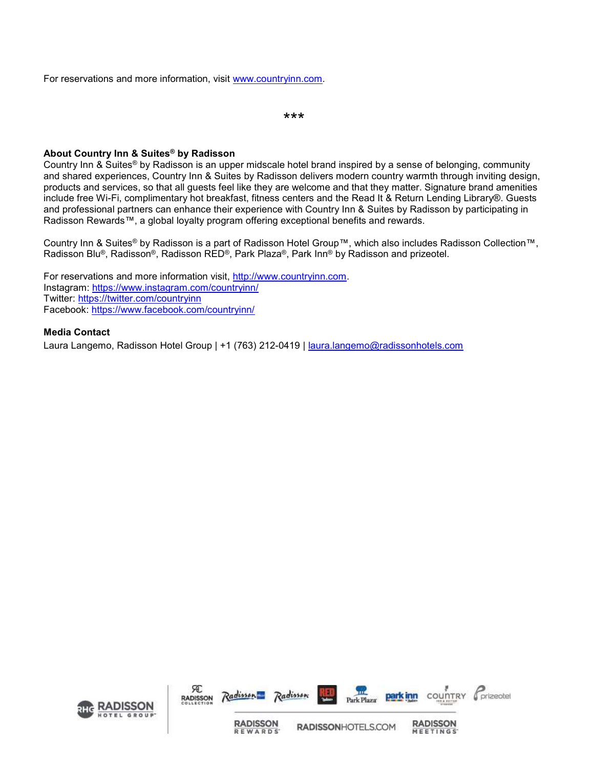For reservations and more information, visit [www.countryinn.com](www.countryinn.com).

***

**About Country Inn & Suites® by Radisson**
Country Inn & Suites® by Radisson is an upper midscale hotel brand inspired by a sense of belonging, community and shared experiences, Country Inn & Suites by Radisson delivers modern country warmth through inviting design, products and services, so that all guests feel like they are welcome and that they matter. Signature brand amenities include free Wi-Fi, complimentary hot breakfast, fitness centers and the Read It & Return Lending Library®. Guests and professional partners can enhance their experience with Country Inn & Suites by Radisson by participating in Radisson Rewards™, a global loyalty program offering exceptional benefits and rewards.

Country Inn & Suites® by Radisson is a part of Radisson Hotel Group™, which also includes Radisson Collection™, Radisson Blu®, Radisson®, Radisson RED®, Park Plaza®, Park Inn® by Radisson and prizeotel.

For reservations and more information visit, [http://www.countryinn.com](http://www.countryinn.com).
Instagram: [https://www.instagram.com/countryinn/](https://www.instagram.com/countryinn/)
Twitter: [https://twitter.com/countryinn](https://twitter.com/countryinn)
Facebook: [https://www.facebook.com/countryinn/](https://www.facebook.com/countryinn/)

**Media Contact**
Laura Langemo, Radisson Hotel Group | +1 (763) 212-0419 | [laura.langemo@radissonhotels.com](mailto:laura.langemo@radissonhotels.com)